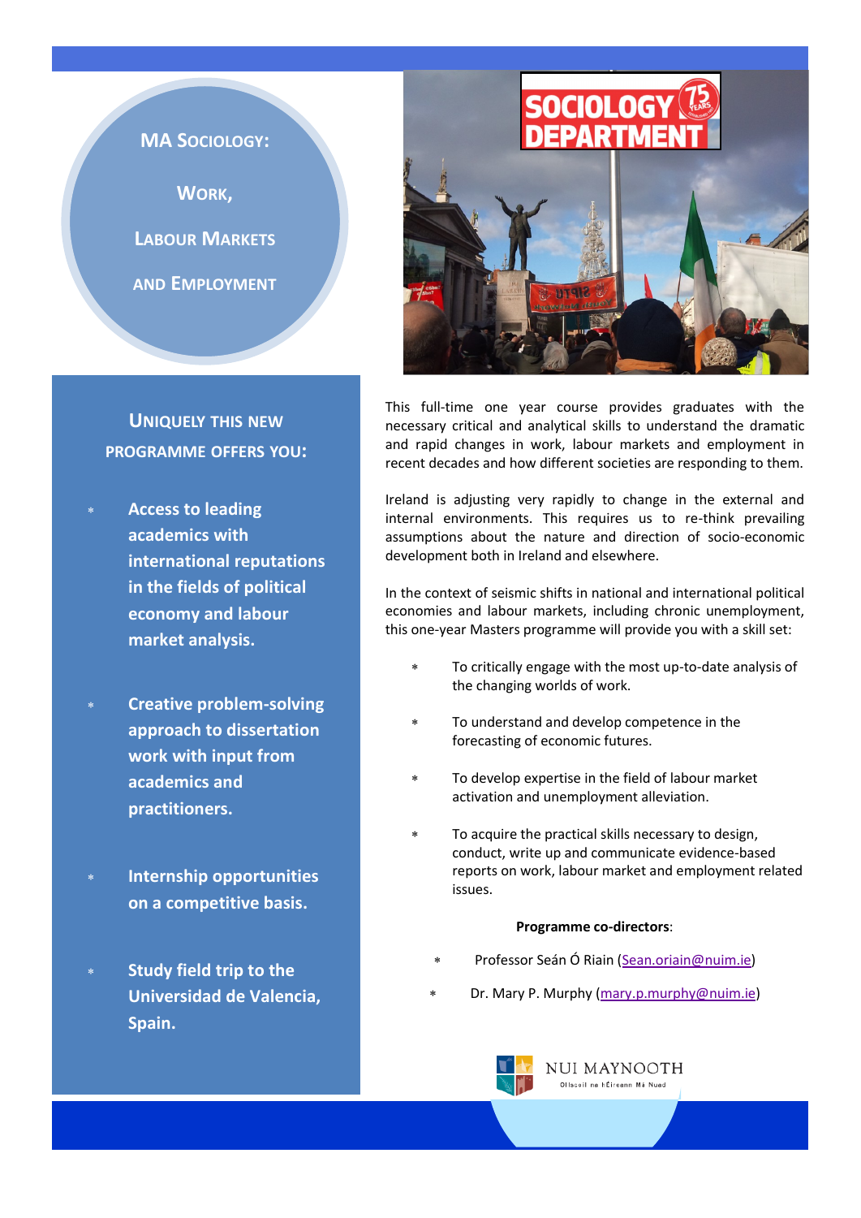# MA Sociology: Work, Labour Markets and Employment

## Uniquely this new programme offers you:

- **Access to leading academics with international reputations in the fields of political economy and labour market analysis.**
- **Creative problem-solving approach to dissertation work with input from academics and practitioners.**
- **Internship opportunities on a competitive basis.**
- **Study field trip to the Universidad de Valencia, Spain.**

This full-time one year course provides graduates with the necessary critical and analytical skills to understand the dramatic and rapid changes in work, labour markets and employment in recent decades and how different societies are responding to them.

Ireland is adjusting very rapidly to change in the external and internal environments. This requires us to re-think prevailing assumptions about the nature and direction of socio-economic development both in Ireland and elsewhere.

In the context of seismic shifts in national and international political economies and labour markets, including chronic unemployment, this one-year Masters programme will provide you with a skill set:

- To critically engage with the most up-to-date analysis of the changing worlds of work.
- To understand and develop competence in the forecasting of economic futures.
- To develop expertise in the field of labour market activation and unemployment alleviation.
- To acquire the practical skills necessary to design, conduct, write up and communicate evidence-based reports on work, labour market and employment related issues.

**Programme co-directors**:

- Professor Seán Ó Riain (Sean.oriain@nuim.ie)
- Dr. Mary P. Murphy (mary.p.murphy@nuim.ie)

NUI MAYNOOTH
Ollscoil na hÉireann Má Nuad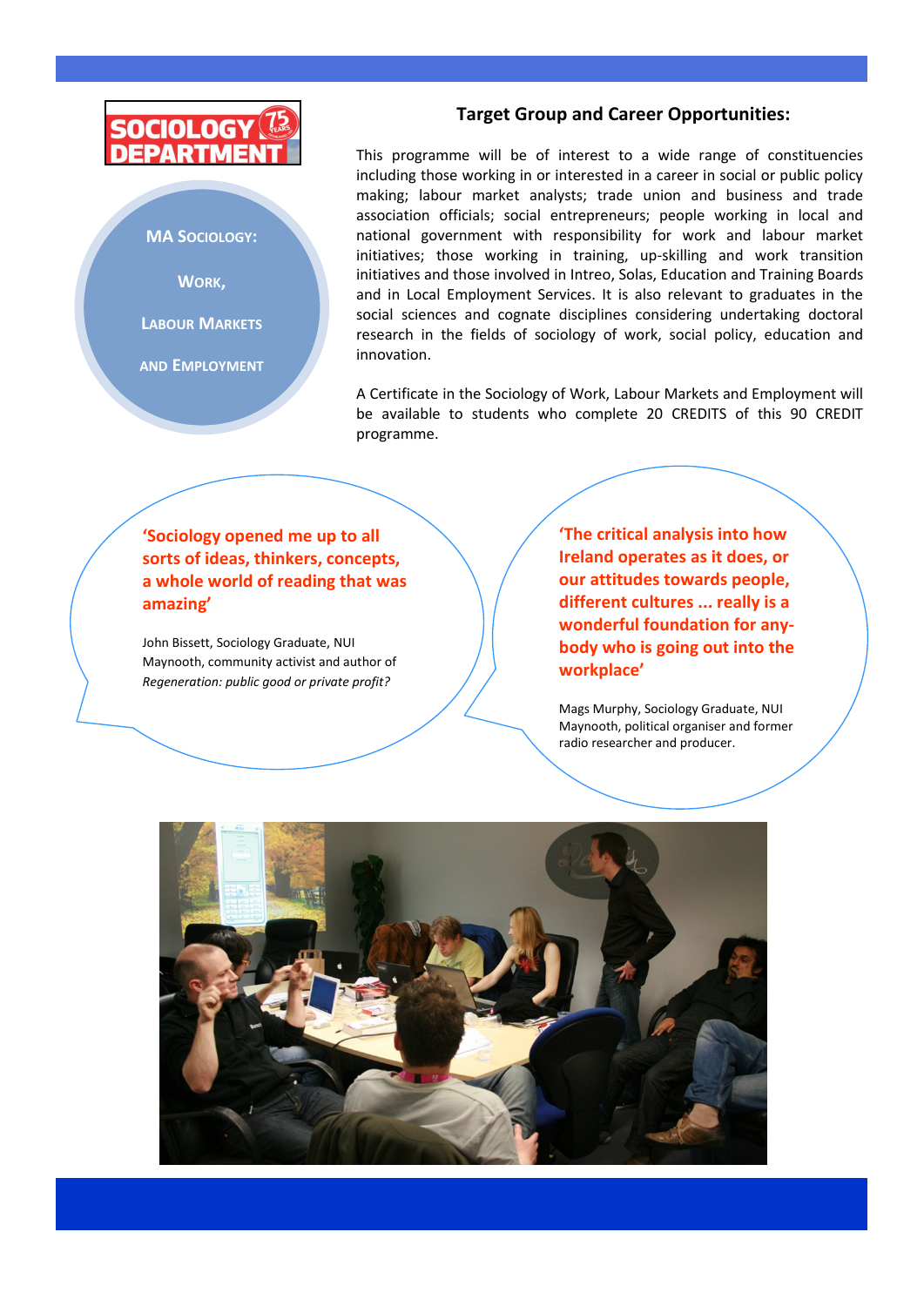**SOCIOLOGY DEPARTMENT**

**MA Sociology:**

**Work,**

**Labour Markets**

**and Employment**

## Target Group and Career Opportunities:

This programme will be of interest to a wide range of constituencies including those working in or interested in a career in social or public policy making; labour market analysts; trade union and business and trade association officials; social entrepreneurs; people working in local and national government with responsibility for work and labour market initiatives; those working in training, up-skilling and work transition initiatives and those involved in Intreo, Solas, Education and Training Boards and in Local Employment Services. It is also relevant to graduates in the social sciences and cognate disciplines considering undertaking doctoral research in the fields of sociology of work, social policy, education and innovation.

A Certificate in the Sociology of Work, Labour Markets and Employment will be available to students who complete 20 CREDITS of this 90 CREDIT programme.

**'Sociology opened me up to all sorts of ideas, thinkers, concepts, a whole world of reading that was amazing'**

John Bissett, Sociology Graduate, NUI Maynooth, community activist and author of *Regeneration: public good or private profit?*

**'The critical analysis into how Ireland operates as it does, or our attitudes towards people, different cultures ... really is a wonderful foundation for any-body who is going out into the workplace'**

Mags Murphy, Sociology Graduate, NUI Maynooth, political organiser and former radio researcher and producer.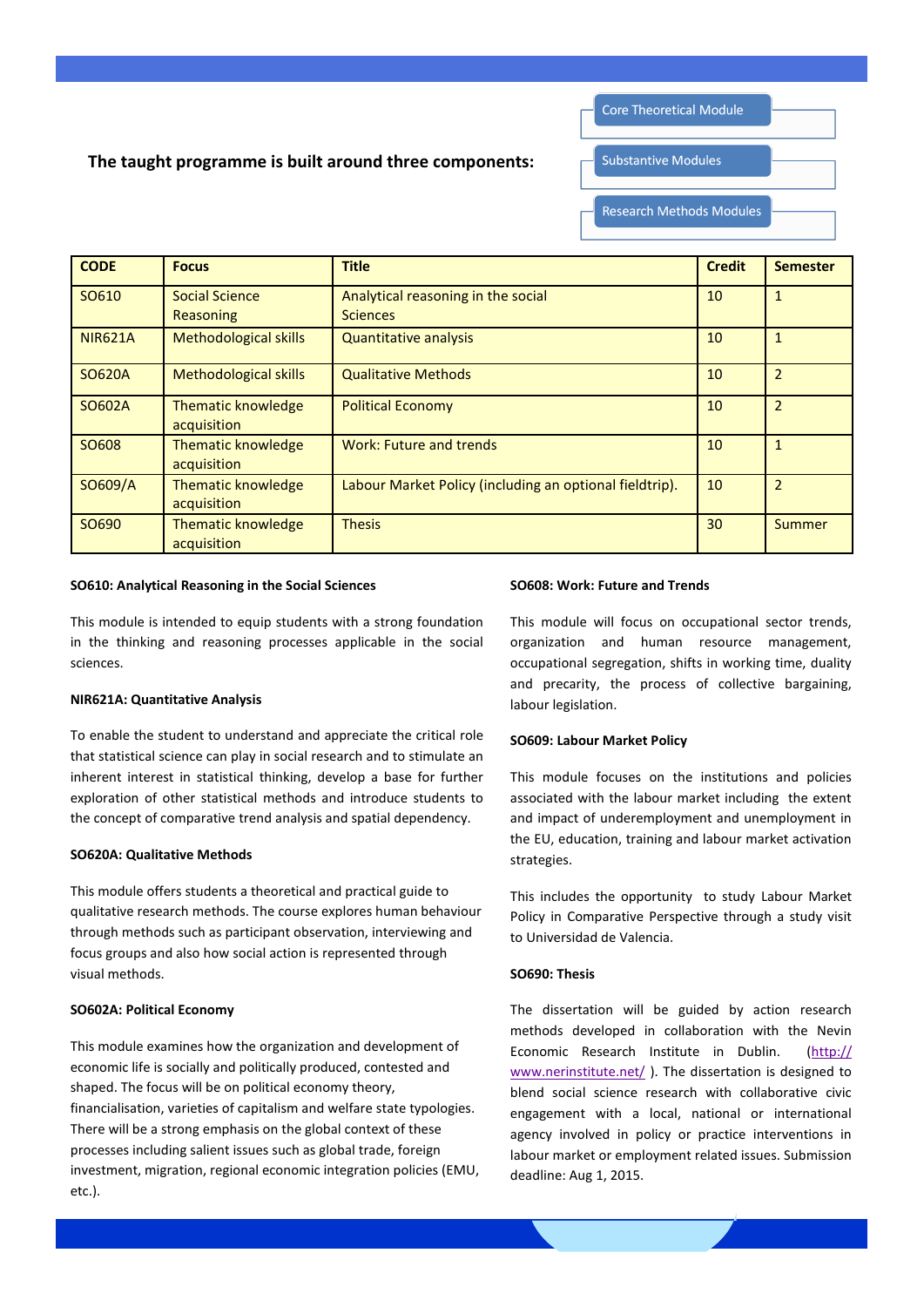**The taught programme is built around three components:**

- Core Theoretical Module
- Substantive Modules
- Research Methods Modules

| CODE | Focus | Title | Credit | Semester |
|---|---|---|---|---|
| SO610 | Social Science Reasoning | Analytical reasoning in the social Sciences | 10 | 1 |
| NIR621A | Methodological skills | Quantitative analysis | 10 | 1 |
| SO620A | Methodological skills | Qualitative Methods | 10 | 2 |
| SO602A | Thematic knowledge acquisition | Political Economy | 10 | 2 |
| SO608 | Thematic knowledge acquisition | Work: Future and trends | 10 | 1 |
| SO609/A | Thematic knowledge acquisition | Labour Market Policy (including an optional fieldtrip). | 10 | 2 |
| SO690 | Thematic knowledge acquisition | Thesis | 30 | Summer |

**SO610: Analytical Reasoning in the Social Sciences**

This module is intended to equip students with a strong foundation in the thinking and reasoning processes applicable in the social sciences.

**NIR621A: Quantitative Analysis**

To enable the student to understand and appreciate the critical role that statistical science can play in social research and to stimulate an inherent interest in statistical thinking, develop a base for further exploration of other statistical methods and introduce students to the concept of comparative trend analysis and spatial dependency.

**SO620A: Qualitative Methods**

This module offers students a theoretical and practical guide to qualitative research methods. The course explores human behaviour through methods such as participant observation, interviewing and focus groups and also how social action is represented through visual methods.

**SO602A: Political Economy**

This module examines how the organization and development of economic life is socially and politically produced, contested and shaped. The focus will be on political economy theory, financialisation, varieties of capitalism and welfare state typologies. There will be a strong emphasis on the global context of these processes including salient issues such as global trade, foreign investment, migration, regional economic integration policies (EMU, etc.).

**SO608: Work: Future and Trends**

This module will focus on occupational sector trends, organization and human resource management, occupational segregation, shifts in working time, duality and precarity, the process of collective bargaining, labour legislation.

**SO609: Labour Market Policy**

This module focuses on the institutions and policies associated with the labour market including the extent and impact of underemployment and unemployment in the EU, education, training and labour market activation strategies.

This includes the opportunity to study Labour Market Policy in Comparative Perspective through a study visit to Universidad de Valencia.

**SO690: Thesis**

The dissertation will be guided by action research methods developed in collaboration with the Nevin Economic Research Institute in Dublin. (http://www.nerinstitute.net/). The dissertation is designed to blend social science research with collaborative civic engagement with a local, national or international agency involved in policy or practice interventions in labour market or employment related issues. Submission deadline: Aug 1, 2015.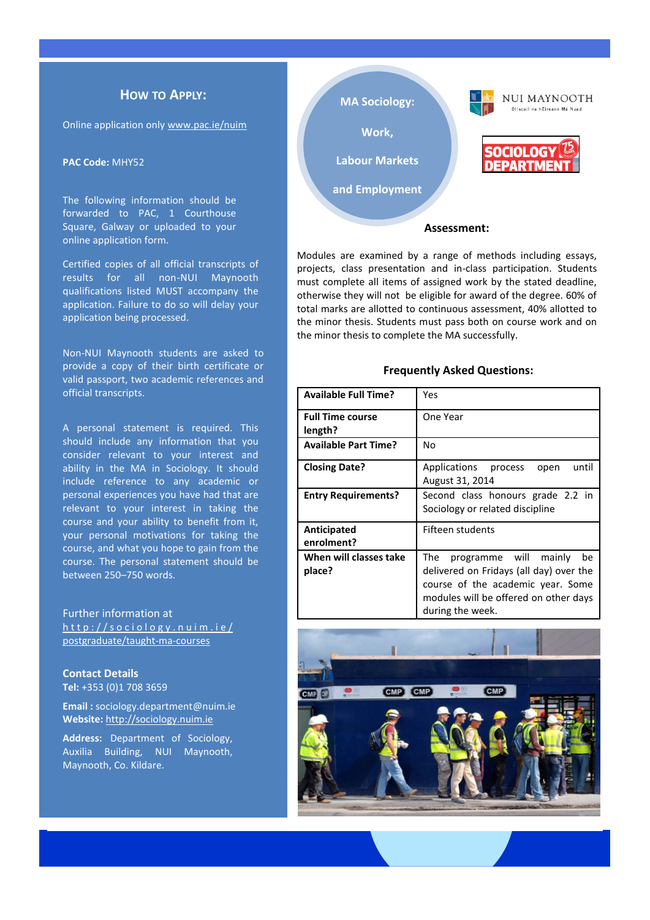## How to Apply:

Online application only www.pac.ie/nuim

**PAC Code:** MHY52

The following information should be forwarded to PAC, 1 Courthouse Square, Galway or uploaded to your online application form.

Certified copies of all official transcripts of results for all non-NUI Maynooth qualifications listed MUST accompany the application. Failure to do so will delay your application being processed.

Non-NUI Maynooth students are asked to provide a copy of their birth certificate or valid passport, two academic references and official transcripts.

A personal statement is required. This should include any information that you consider relevant to your interest and ability in the MA in Sociology. It should include reference to any academic or personal experiences you have had that are relevant to your interest in taking the course and your ability to benefit from it, your personal motivations for taking the course, and what you hope to gain from the course. The personal statement should be between 250–750 words.

Further information at http://sociology.nuim.ie/postgraduate/taught-ma-courses

**Contact Details**
**Tel:** +353 (0)1 708 3659

**Email :** sociology.department@nuim.ie
**Website:** http://sociology.nuim.ie

**Address:** Department of Sociology, Auxilia Building, NUI Maynooth, Maynooth, Co. Kildare.

# MA Sociology: Work, Labour Markets and Employment

NUI MAYNOOTH
Ollscoil na hÉireann Má Nuad

SOCIOLOGY DEPARTMENT

### Assessment:

Modules are examined by a range of methods including essays, projects, class presentation and in-class participation. Students must complete all items of assigned work by the stated deadline, otherwise they will not be eligible for award of the degree. 60% of total marks are allotted to continuous assessment, 40% allotted to the minor thesis. Students must pass both on course work and on the minor thesis to complete the MA successfully.

### Frequently Asked Questions:

| | |
|---|---|
| **Available Full Time?** | Yes |
| **Full Time course length?** | One Year |
| **Available Part Time?** | No |
| **Closing Date?** | Applications process open until August 31, 2014 |
| **Entry Requirements?** | Second class honours grade 2.2 in Sociology or related discipline |
| **Anticipated enrolment?** | Fifteen students |
| **When will classes take place?** | The programme will mainly be delivered on Fridays (all day) over the course of the academic year. Some modules will be offered on other days during the week. |